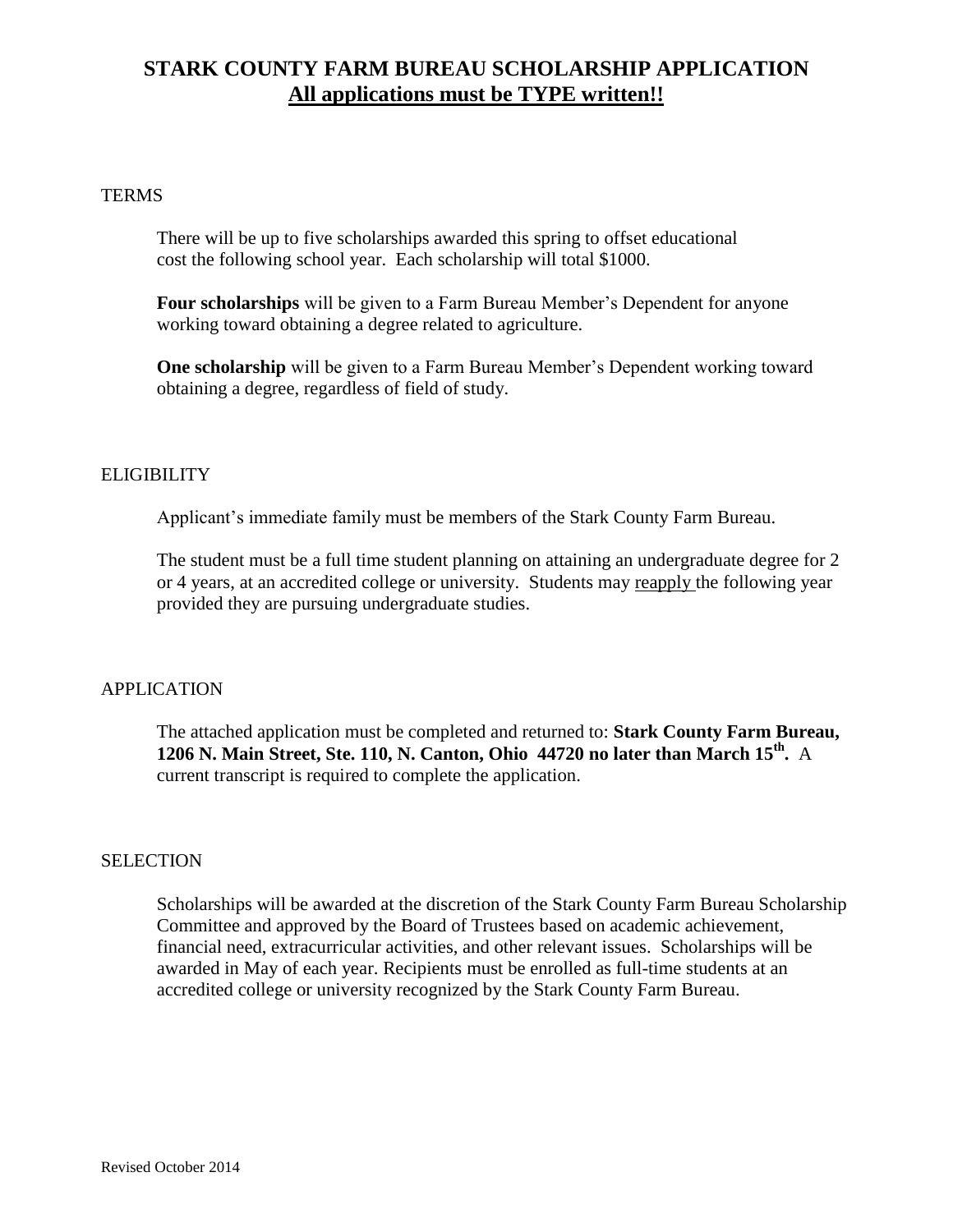# STARK COUNTY FARM BUREAU SCHOLARSHIP APPLICATION

## **All applications must be TYPE written!!**

TERMS

There will be up to five scholarships awarded this spring to offset educational cost the following school year. Each scholarship will total $1000.

**Four scholarships** will be given to a Farm Bureau Member's Dependent for anyone working toward obtaining a degree related to agriculture.

**One scholarship** will be given to a Farm Bureau Member's Dependent working toward obtaining a degree, regardless of field of study.

ELIGIBILITY

Applicant's immediate family must be members of the Stark County Farm Bureau.

The student must be a full time student planning on attaining an undergraduate degree for 2 or 4 years, at an accredited college or university. Students may reapply the following year provided they are pursuing undergraduate studies.

APPLICATION

The attached application must be completed and returned to: **Stark County Farm Bureau, 1206 N. Main Street, Ste. 110, N. Canton, Ohio 44720 no later than March 15th.** A current transcript is required to complete the application.

SELECTION

Scholarships will be awarded at the discretion of the Stark County Farm Bureau Scholarship Committee and approved by the Board of Trustees based on academic achievement, financial need, extracurricular activities, and other relevant issues. Scholarships will be awarded in May of each year. Recipients must be enrolled as full-time students at an accredited college or university recognized by the Stark County Farm Bureau.

Revised October 2014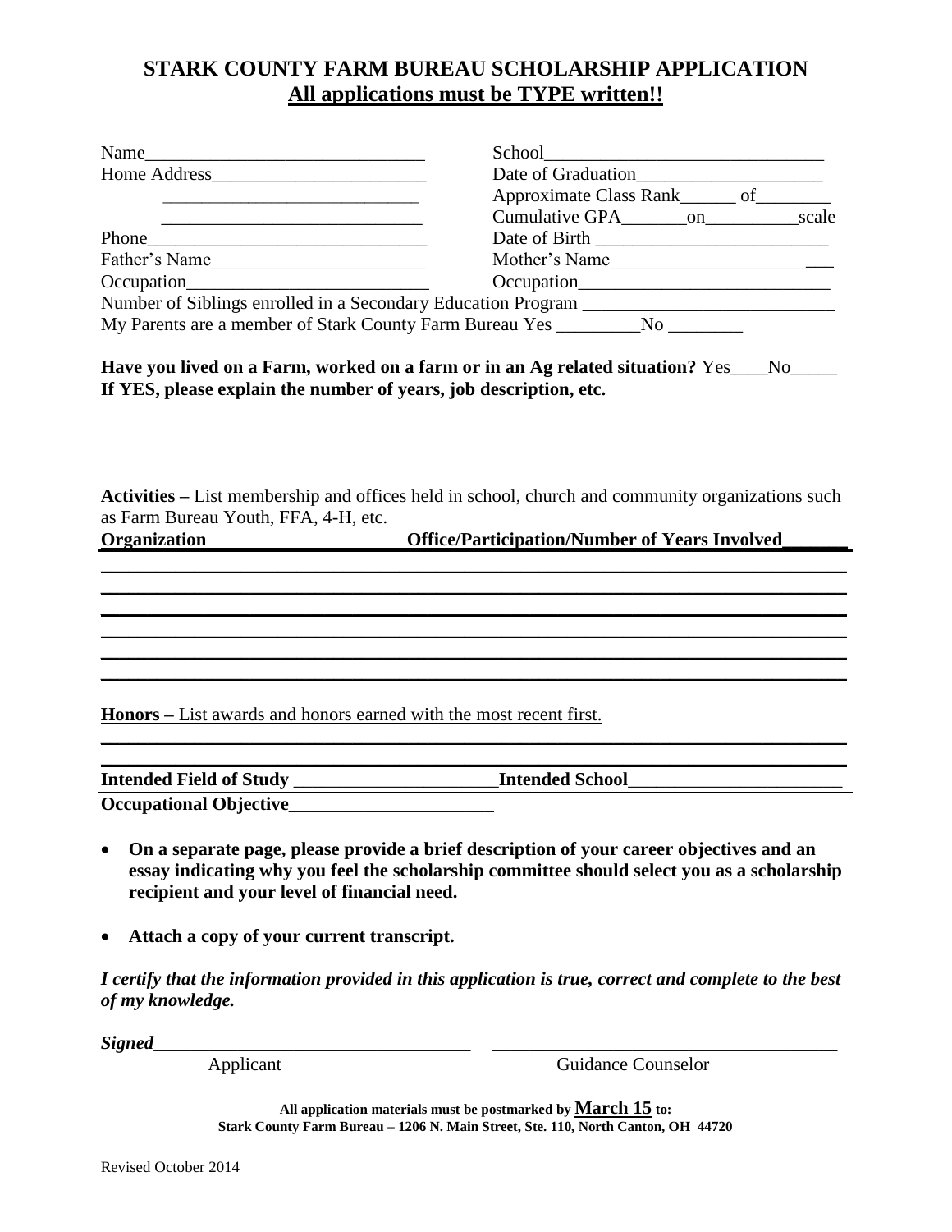# STARK COUNTY FARM BUREAU SCHOLARSHIP APPLICATION

**<u>All applications must be TYPE written!!</u>**

Name______________________________ School______________________________

Home Address_______________________ Date of Graduation____________________

___________________________ Approximate Class Rank______ of________

___________________________ Cumulative GPA_______on__________scale

Phone______________________________ Date of Birth _________________________

Father's Name_______________________ Mother's Name_________________________

Occupation_________________________ Occupation___________________________

Number of Siblings enrolled in a Secondary Education Program ___________________________

My Parents are a member of Stark County Farm Bureau Yes _________No ________

**Have you lived on a Farm, worked on a farm or in an Ag related situation?** Yes____No_____
**If YES, please explain the number of years, job description, etc.**

**Activities –** List membership and offices held in school, church and community organizations such as Farm Bureau Youth, FFA, 4-H, etc.

| **Organization** | **Office/Participation/Number of Years Involved** |
| --- | --- |
| | |
| | |
| | |
| | |
| | |
| | |

**Honors –** <u>List awards and honors earned with the most recent first.</u>

**Intended Field of Study** _____________________**Intended School**______________________

**Occupational Objective**_____________________

- **On a separate page, please provide a brief description of your career objectives and an essay indicating why you feel the scholarship committee should select you as a scholarship recipient and your level of financial need.**
- **Attach a copy of your current transcript.**

***I certify that the information provided in this application is true, correct and complete to the best of my knowledge.***

***Signed***__________________________________ ____________________________________

Applicant Guidance Counselor

**All application materials must be postmarked by <u>March 15</u> to:**
**Stark County Farm Bureau – 1206 N. Main Street, Ste. 110, North Canton, OH 44720**

Revised October 2014